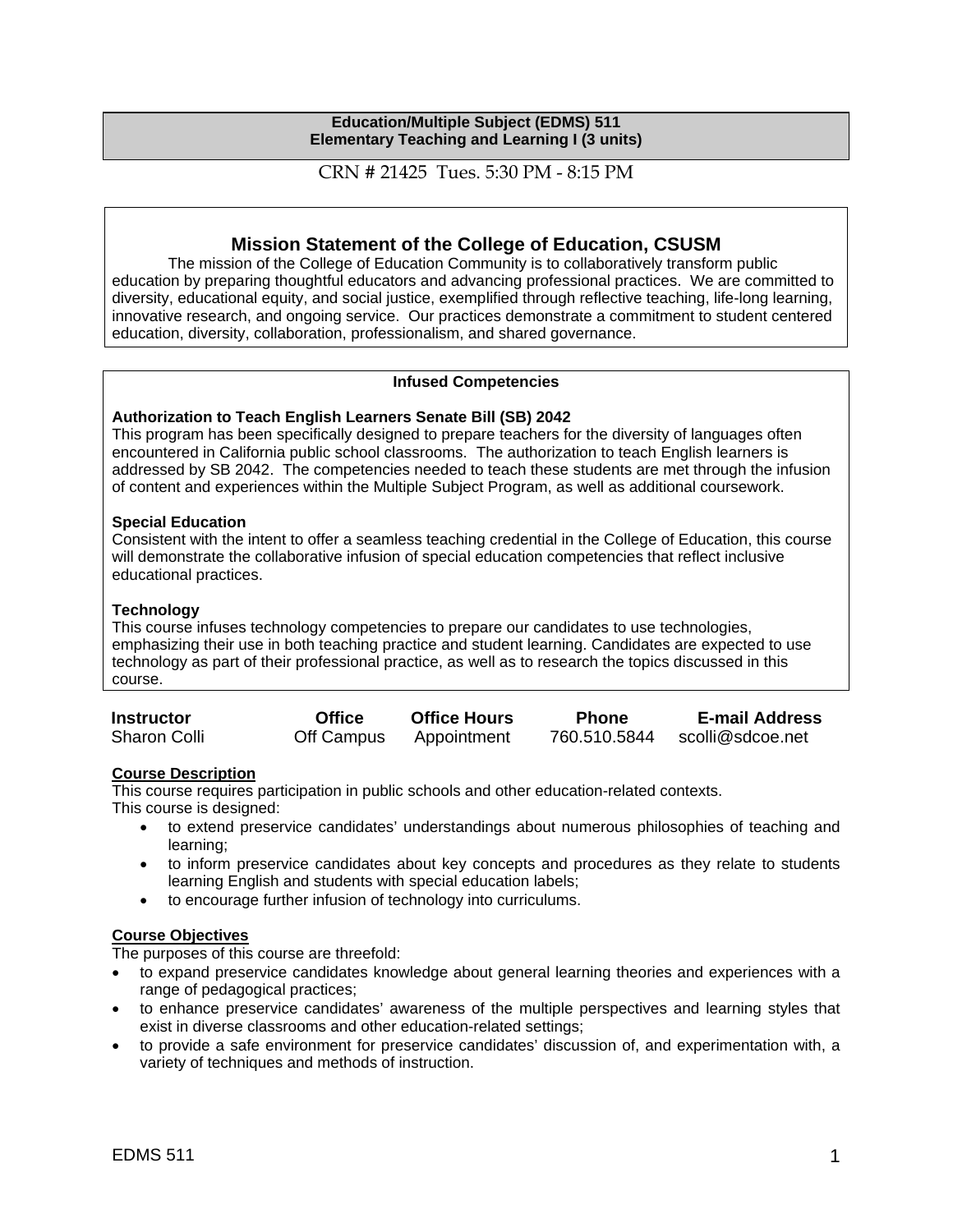**Education/Multiple Subject (EDMS) 511**
**Elementary Teaching and Learning I (3 units)**

CRN # 21425 Tues. 5:30 PM - 8:15 PM

## Mission Statement of the College of Education, CSUSM

The mission of the College of Education Community is to collaboratively transform public education by preparing thoughtful educators and advancing professional practices. We are committed to diversity, educational equity, and social justice, exemplified through reflective teaching, life-long learning, innovative research, and ongoing service. Our practices demonstrate a commitment to student centered education, diversity, collaboration, professionalism, and shared governance.

**Infused Competencies**

**Authorization to Teach English Learners Senate Bill (SB) 2042**
This program has been specifically designed to prepare teachers for the diversity of languages often encountered in California public school classrooms. The authorization to teach English learners is addressed by SB 2042. The competencies needed to teach these students are met through the infusion of content and experiences within the Multiple Subject Program, as well as additional coursework.

**Special Education**
Consistent with the intent to offer a seamless teaching credential in the College of Education, this course will demonstrate the collaborative infusion of special education competencies that reflect inclusive educational practices.

**Technology**
This course infuses technology competencies to prepare our candidates to use technologies, emphasizing their use in both teaching practice and student learning. Candidates are expected to use technology as part of their professional practice, as well as to research the topics discussed in this course.

| Instructor | Office | Office Hours | Phone | E-mail Address |
| --- | --- | --- | --- | --- |
| Sharon Colli | Off Campus | Appointment | 760.510.5844 | scolli@sdcoe.net |

**Course Description**

This course requires participation in public schools and other education-related contexts.
This course is designed:

- to extend preservice candidates' understandings about numerous philosophies of teaching and learning;
- to inform preservice candidates about key concepts and procedures as they relate to students learning English and students with special education labels;
- to encourage further infusion of technology into curriculums.

**Course Objectives**

The purposes of this course are threefold:

- to expand preservice candidates knowledge about general learning theories and experiences with a range of pedagogical practices;
- to enhance preservice candidates' awareness of the multiple perspectives and learning styles that exist in diverse classrooms and other education-related settings;
- to provide a safe environment for preservice candidates' discussion of, and experimentation with, a variety of techniques and methods of instruction.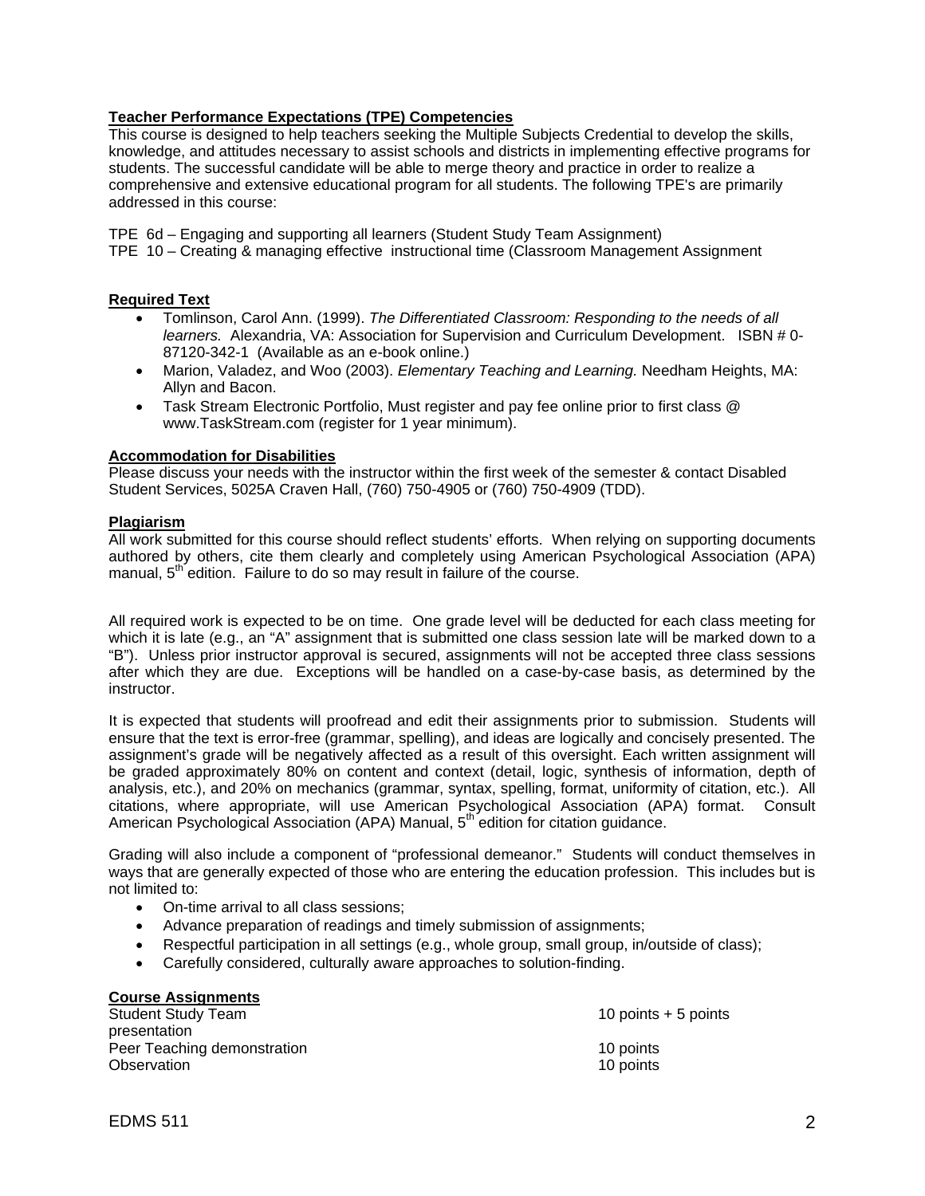**Teacher Performance Expectations (TPE) Competencies**

This course is designed to help teachers seeking the Multiple Subjects Credential to develop the skills, knowledge, and attitudes necessary to assist schools and districts in implementing effective programs for students. The successful candidate will be able to merge theory and practice in order to realize a comprehensive and extensive educational program for all students. The following TPE's are primarily addressed in this course:

TPE 6d – Engaging and supporting all learners (Student Study Team Assignment)
TPE 10 – Creating & managing effective instructional time (Classroom Management Assignment

**Required Text**

- Tomlinson, Carol Ann. (1999). *The Differentiated Classroom: Responding to the needs of all learners.* Alexandria, VA: Association for Supervision and Curriculum Development. ISBN # 0-87120-342-1 (Available as an e-book online.)
- Marion, Valadez, and Woo (2003). *Elementary Teaching and Learning.* Needham Heights, MA: Allyn and Bacon.
- Task Stream Electronic Portfolio, Must register and pay fee online prior to first class @ www.TaskStream.com (register for 1 year minimum).

**Accommodation for Disabilities**

Please discuss your needs with the instructor within the first week of the semester & contact Disabled Student Services, 5025A Craven Hall, (760) 750-4905 or (760) 750-4909 (TDD).

**Plagiarism**

All work submitted for this course should reflect students' efforts. When relying on supporting documents authored by others, cite them clearly and completely using American Psychological Association (APA) manual, 5th edition. Failure to do so may result in failure of the course.

All required work is expected to be on time. One grade level will be deducted for each class meeting for which it is late (e.g., an "A" assignment that is submitted one class session late will be marked down to a "B"). Unless prior instructor approval is secured, assignments will not be accepted three class sessions after which they are due. Exceptions will be handled on a case-by-case basis, as determined by the instructor.

It is expected that students will proofread and edit their assignments prior to submission. Students will ensure that the text is error-free (grammar, spelling), and ideas are logically and concisely presented. The assignment's grade will be negatively affected as a result of this oversight. Each written assignment will be graded approximately 80% on content and context (detail, logic, synthesis of information, depth of analysis, etc.), and 20% on mechanics (grammar, syntax, spelling, format, uniformity of citation, etc.). All citations, where appropriate, will use American Psychological Association (APA) format. Consult American Psychological Association (APA) Manual, 5th edition for citation guidance.

Grading will also include a component of "professional demeanor." Students will conduct themselves in ways that are generally expected of those who are entering the education profession. This includes but is not limited to:

- On-time arrival to all class sessions;
- Advance preparation of readings and timely submission of assignments;
- Respectful participation in all settings (e.g., whole group, small group, in/outside of class);
- Carefully considered, culturally aware approaches to solution-finding.

**Course Assignments**

| | |
|---|---|
| Student Study Team presentation | 10 points + 5 points |
| Peer Teaching demonstration | 10 points |
| Observation | 10 points |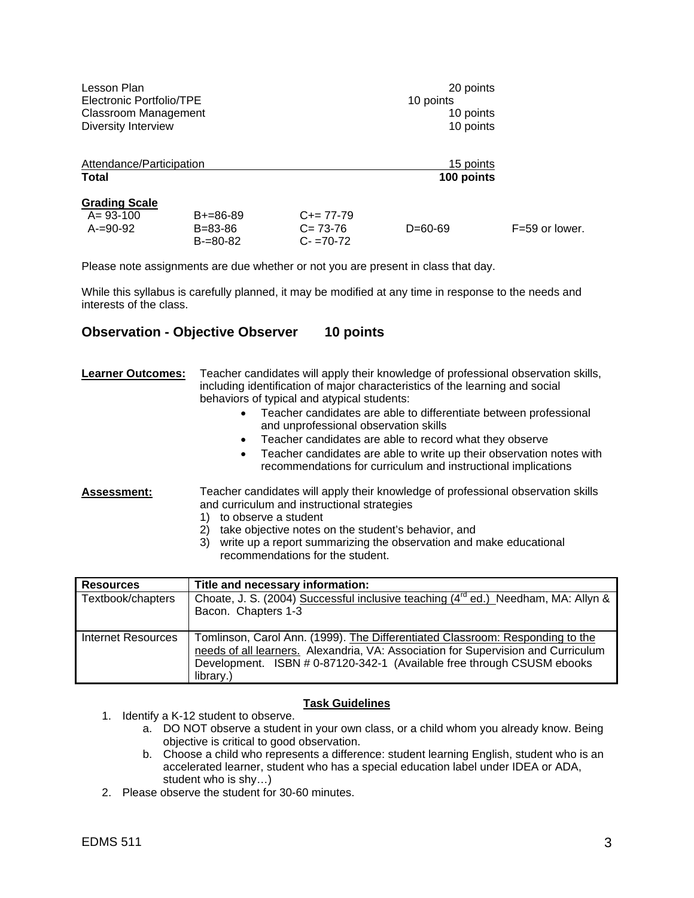| | |
|---|---|
| Lesson Plan | 20 points |
| Electronic Portfolio/TPE | 10 points |
| Classroom Management | 10 points |
| Diversity Interview | 10 points |
| Attendance/Participation | 15 points |
| **Total** | **100 points** |

**Grading Scale**

| | | | | |
|---|---|---|---|---|
| A= 93-100 | B+=86-89 | C+= 77-79 | | |
| A-=90-92 | B=83-86 | C= 73-76 | D=60-69 | F=59 or lower. |
| | B-=80-82 | C- =70-72 | | |

Please note assignments are due whether or not you are present in class that day.

While this syllabus is carefully planned, it may be modified at any time in response to the needs and interests of the class.

## Observation - Objective Observer 10 points

**Learner Outcomes:** Teacher candidates will apply their knowledge of professional observation skills, including identification of major characteristics of the learning and social behaviors of typical and atypical students:

- Teacher candidates are able to differentiate between professional and unprofessional observation skills
- Teacher candidates are able to record what they observe
- Teacher candidates are able to write up their observation notes with recommendations for curriculum and instructional implications

**Assessment:** Teacher candidates will apply their knowledge of professional observation skills and curriculum and instructional strategies

1) to observe a student
2) take objective notes on the student's behavior, and
3) write up a report summarizing the observation and make educational recommendations for the student.

| Resources | Title and necessary information: |
|---|---|
| Textbook/chapters | Choate, J. S. (2004) Successful inclusive teaching (4th ed.) Needham, MA: Allyn & Bacon. Chapters 1-3 |
| Internet Resources | Tomlinson, Carol Ann. (1999). The Differentiated Classroom: Responding to the needs of all learners. Alexandria, VA: Association for Supervision and Curriculum Development. ISBN # 0-87120-342-1 (Available free through CSUSM ebooks library.) |

**Task Guidelines**

1. Identify a K-12 student to observe.
   a. DO NOT observe a student in your own class, or a child whom you already know. Being objective is critical to good observation.
   b. Choose a child who represents a difference: student learning English, student who is an accelerated learner, student who has a special education label under IDEA or ADA, student who is shy…)
2. Please observe the student for 30-60 minutes.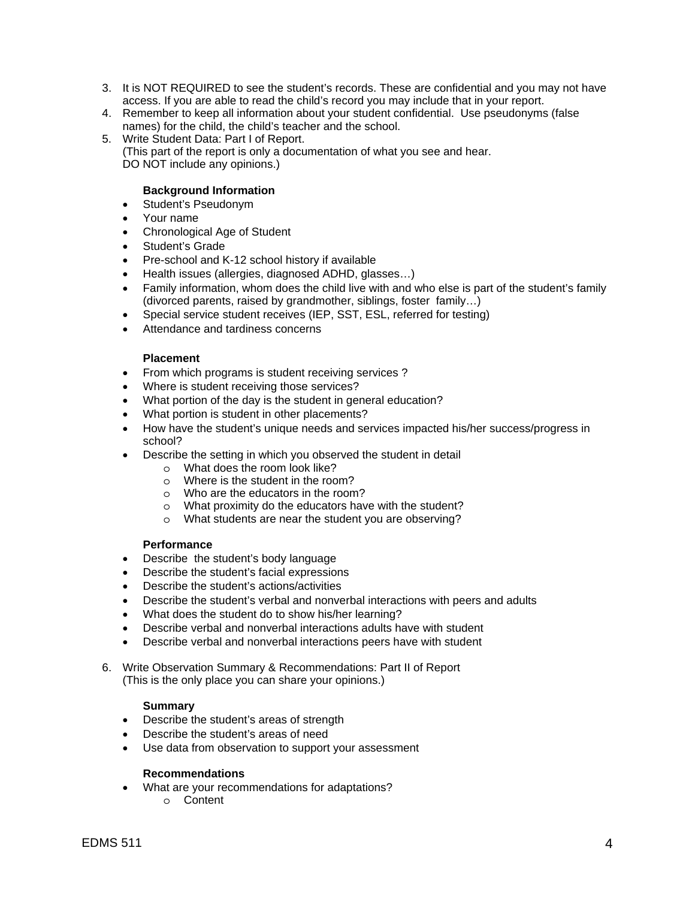3. It is NOT REQUIRED to see the student's records. These are confidential and you may not have access. If you are able to read the child's record you may include that in your report.
4. Remember to keep all information about your student confidential. Use pseudonyms (false names) for the child, the child's teacher and the school.
5. Write Student Data: Part I of Report.
   (This part of the report is only a documentation of what you see and hear.
   DO NOT include any opinions.)

   **Background Information**
   - Student's Pseudonym
   - Your name
   - Chronological Age of Student
   - Student's Grade
   - Pre-school and K-12 school history if available
   - Health issues (allergies, diagnosed ADHD, glasses…)
   - Family information, whom does the child live with and who else is part of the student's family (divorced parents, raised by grandmother, siblings, foster family…)
   - Special service student receives (IEP, SST, ESL, referred for testing)
   - Attendance and tardiness concerns

   **Placement**
   - From which programs is student receiving services ?
   - Where is student receiving those services?
   - What portion of the day is the student in general education?
   - What portion is student in other placements?
   - How have the student's unique needs and services impacted his/her success/progress in school?
   - Describe the setting in which you observed the student in detail
     - What does the room look like?
     - Where is the student in the room?
     - Who are the educators in the room?
     - What proximity do the educators have with the student?
     - What students are near the student you are observing?

   **Performance**
   - Describe the student's body language
   - Describe the student's facial expressions
   - Describe the student's actions/activities
   - Describe the student's verbal and nonverbal interactions with peers and adults
   - What does the student do to show his/her learning?
   - Describe verbal and nonverbal interactions adults have with student
   - Describe verbal and nonverbal interactions peers have with student

6. Write Observation Summary & Recommendations: Part II of Report
   (This is the only place you can share your opinions.)

   **Summary**
   - Describe the student's areas of strength
   - Describe the student's areas of need
   - Use data from observation to support your assessment

   **Recommendations**
   - What are your recommendations for adaptations?
     - Content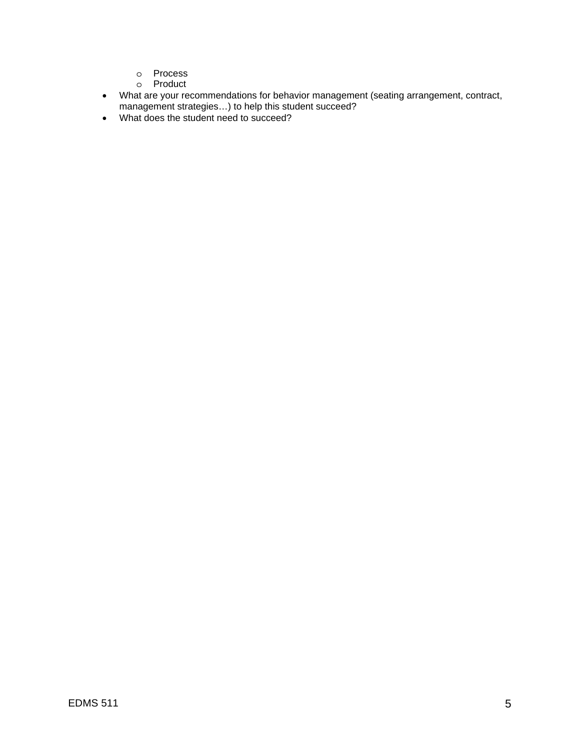- Process
  - Product
- What are your recommendations for behavior management (seating arrangement, contract, management strategies…) to help this student succeed?
- What does the student need to succeed?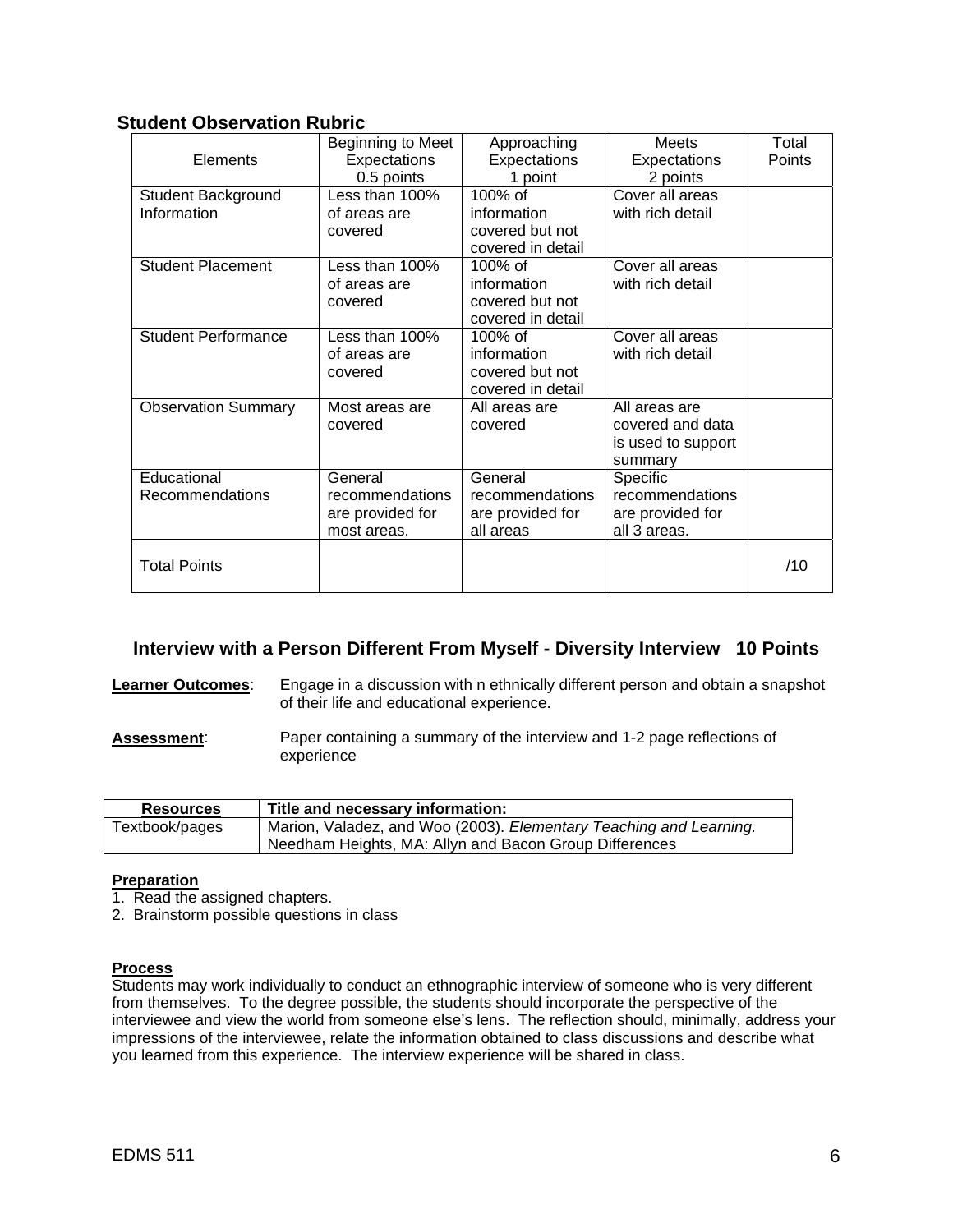## Student Observation Rubric

| Elements | Beginning to Meet Expectations 0.5 points | Approaching Expectations 1 point | Meets Expectations 2 points | Total Points |
|---|---|---|---|---|
| Student Background Information | Less than 100% of areas are covered | 100% of information covered but not covered in detail | Cover all areas with rich detail | |
| Student Placement | Less than 100% of areas are covered | 100% of information covered but not covered in detail | Cover all areas with rich detail | |
| Student Performance | Less than 100% of areas are covered | 100% of information covered but not covered in detail | Cover all areas with rich detail | |
| Observation Summary | Most areas are covered | All areas are covered | All areas are covered and data is used to support summary | |
| Educational Recommendations | General recommendations are provided for most areas. | General recommendations are provided for all areas | Specific recommendations are provided for all 3 areas. | |
| Total Points | | | | /10 |

## Interview with a Person Different From Myself - Diversity Interview 10 Points

**Learner Outcomes**: Engage in a discussion with n ethnically different person and obtain a snapshot of their life and educational experience.

**Assessment**: Paper containing a summary of the interview and 1-2 page reflections of experience

| Resources | Title and necessary information: |
|---|---|
| Textbook/pages | Marion, Valadez, and Woo (2003). *Elementary Teaching and Learning.* Needham Heights, MA: Allyn and Bacon Group Differences |

**Preparation**

1. Read the assigned chapters.
2. Brainstorm possible questions in class

**Process**

Students may work individually to conduct an ethnographic interview of someone who is very different from themselves. To the degree possible, the students should incorporate the perspective of the interviewee and view the world from someone else's lens. The reflection should, minimally, address your impressions of the interviewee, relate the information obtained to class discussions and describe what you learned from this experience. The interview experience will be shared in class.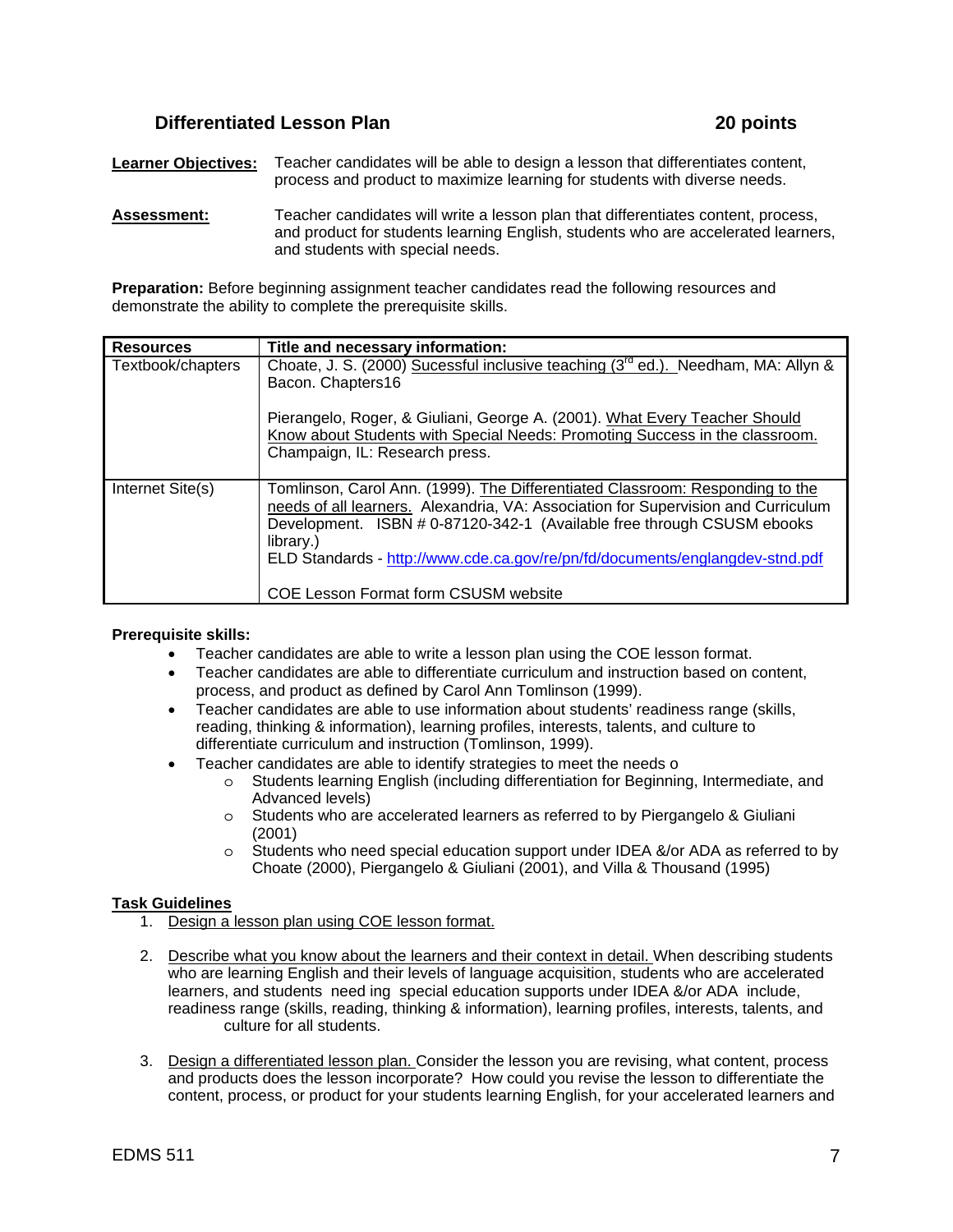## Differentiated Lesson Plan — 20 points

**Learner Objectives:** Teacher candidates will be able to design a lesson that differentiates content, process and product to maximize learning for students with diverse needs.

**Assessment:** Teacher candidates will write a lesson plan that differentiates content, process, and product for students learning English, students who are accelerated learners, and students with special needs.

**Preparation:** Before beginning assignment teacher candidates read the following resources and demonstrate the ability to complete the prerequisite skills.

| Resources | Title and necessary information: |
|---|---|
| Textbook/chapters | Choate, J. S. (2000) Sucessful inclusive teaching (3rd ed.). Needham, MA: Allyn & Bacon. Chapters16<br><br>Pierangelo, Roger, & Giuliani, George A. (2001). What Every Teacher Should Know about Students with Special Needs: Promoting Success in the classroom. Champaign, IL: Research press. |
| Internet Site(s) | Tomlinson, Carol Ann. (1999). The Differentiated Classroom: Responding to the needs of all learners. Alexandria, VA: Association for Supervision and Curriculum Development. ISBN # 0-87120-342-1 (Available free through CSUSM ebooks library.)<br>ELD Standards - http://www.cde.ca.gov/re/pn/fd/documents/englangdev-stnd.pdf<br><br>COE Lesson Format form CSUSM website |

**Prerequisite skills:**

- Teacher candidates are able to write a lesson plan using the COE lesson format.
- Teacher candidates are able to differentiate curriculum and instruction based on content, process, and product as defined by Carol Ann Tomlinson (1999).
- Teacher candidates are able to use information about students' readiness range (skills, reading, thinking & information), learning profiles, interests, talents, and culture to differentiate curriculum and instruction (Tomlinson, 1999).
- Teacher candidates are able to identify strategies to meet the needs o
  - Students learning English (including differentiation for Beginning, Intermediate, and Advanced levels)
  - Students who are accelerated learners as referred to by Piergangelo & Giuliani (2001)
  - Students who need special education support under IDEA &/or ADA as referred to by Choate (2000), Piergangelo & Giuliani (2001), and Villa & Thousand (1995)

**Task Guidelines**

1. Design a lesson plan using COE lesson format.

2. Describe what you know about the learners and their context in detail. When describing students who are learning English and their levels of language acquisition, students who are accelerated learners, and students need ing special education supports under IDEA &/or ADA include, readiness range (skills, reading, thinking & information), learning profiles, interests, talents, and culture for all students.

3. Design a differentiated lesson plan. Consider the lesson you are revising, what content, process and products does the lesson incorporate? How could you revise the lesson to differentiate the content, process, or product for your students learning English, for your accelerated learners and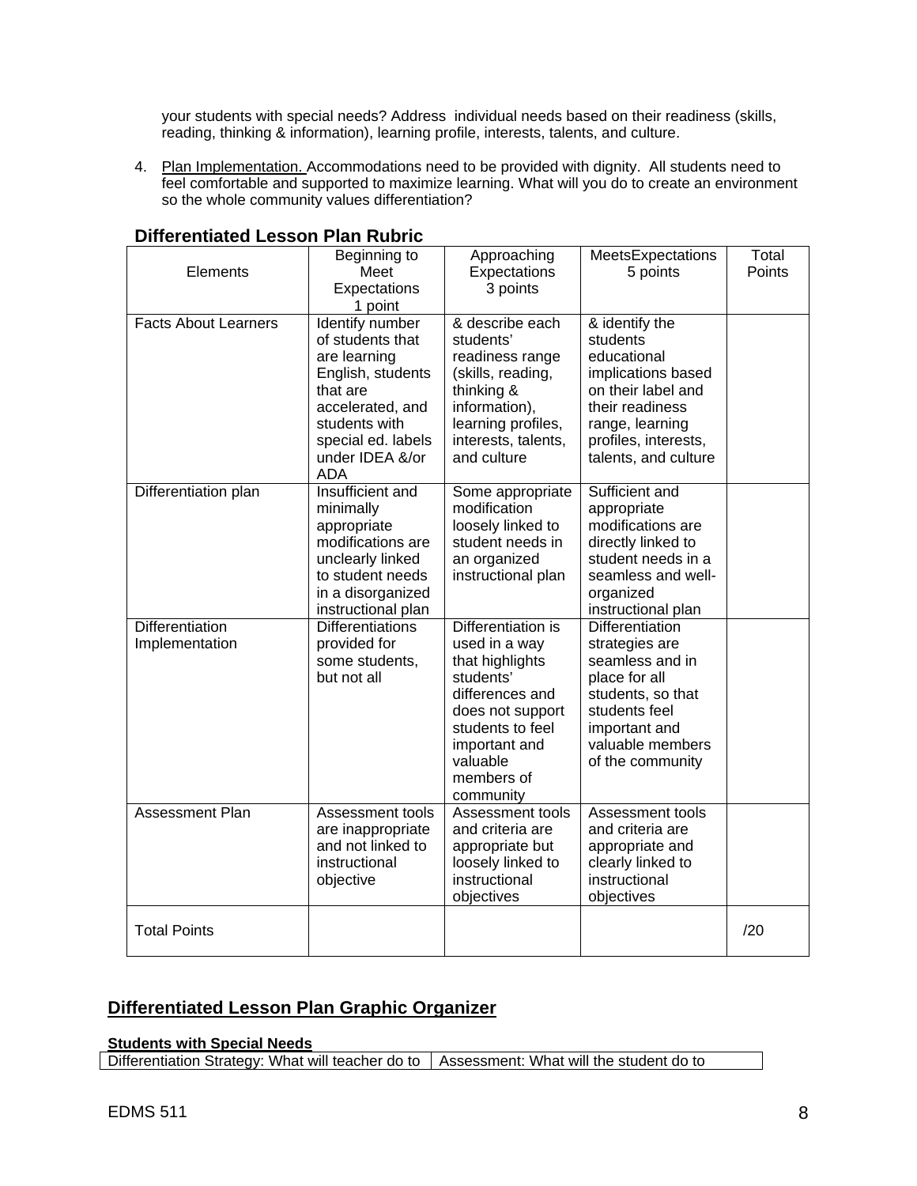your students with special needs? Address individual needs based on their readiness (skills, reading, thinking & information), learning profile, interests, talents, and culture.

4. Plan Implementation. Accommodations need to be provided with dignity. All students need to feel comfortable and supported to maximize learning. What will you do to create an environment so the whole community values differentiation?

## Differentiated Lesson Plan Rubric

| Elements | Beginning to Meet Expectations 1 point | Approaching Expectations 3 points | MeetsExpectations 5 points | Total Points |
|---|---|---|---|---|
| Facts About Learners | Identify number of students that are learning English, students that are accelerated, and students with special ed. labels under IDEA &/or ADA | & describe each students' readiness range (skills, reading, thinking & information), learning profiles, interests, talents, and culture | & identify the students educational implications based on their label and their readiness range, learning profiles, interests, talents, and culture | |
| Differentiation plan | Insufficient and minimally appropriate modifications are unclearly linked to student needs in a disorganized instructional plan | Some appropriate modification loosely linked to student needs in an organized instructional plan | Sufficient and appropriate modifications are directly linked to student needs in a seamless and well-organized instructional plan | |
| Differentiation Implementation | Differentiations provided for some students, but not all | Differentiation is used in a way that highlights students' differences and does not support students to feel important and valuable members of community | Differentiation strategies are seamless and in place for all students, so that students feel important and valuable members of the community | |
| Assessment Plan | Assessment tools are inappropriate and not linked to instructional objective | Assessment tools and criteria are appropriate but loosely linked to instructional objectives | Assessment tools and criteria are appropriate and clearly linked to instructional objectives | |
| Total Points | | | | /20 |

## Differentiated Lesson Plan Graphic Organizer

**Students with Special Needs**

| Differentiation Strategy: What will teacher do to | Assessment: What will the student do to |
|---|---|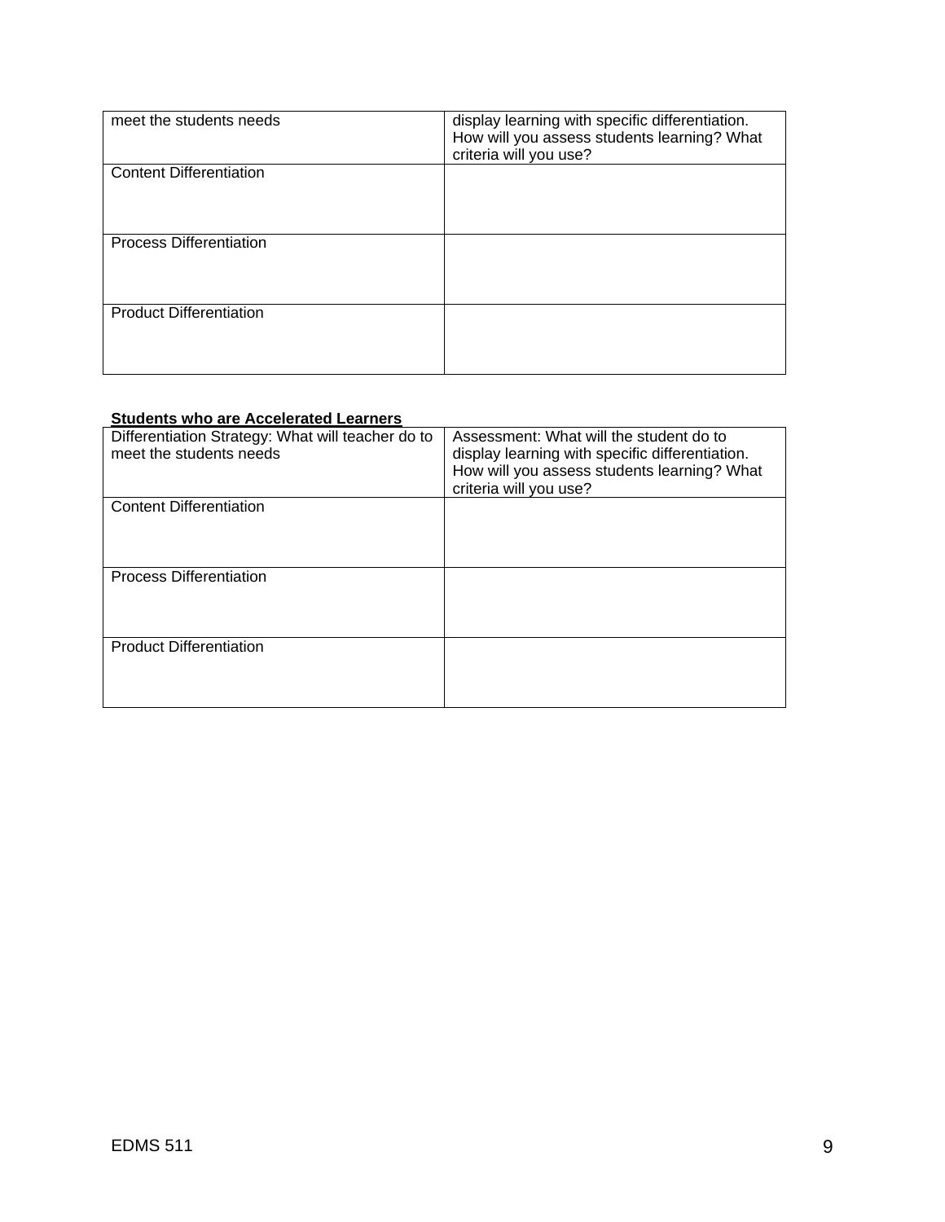| meet the students needs | display learning with specific differentiation. How will you assess students learning? What criteria will you use? |
|---|---|
| Content Differentiation | |
| Process Differentiation | |
| Product Differentiation | |

**Students who are Accelerated Learners**

| Differentiation Strategy: What will teacher do to meet the students needs | Assessment: What will the student do to display learning with specific differentiation. How will you assess students learning? What criteria will you use? |
|---|---|
| Content Differentiation | |
| Process Differentiation | |
| Product Differentiation | |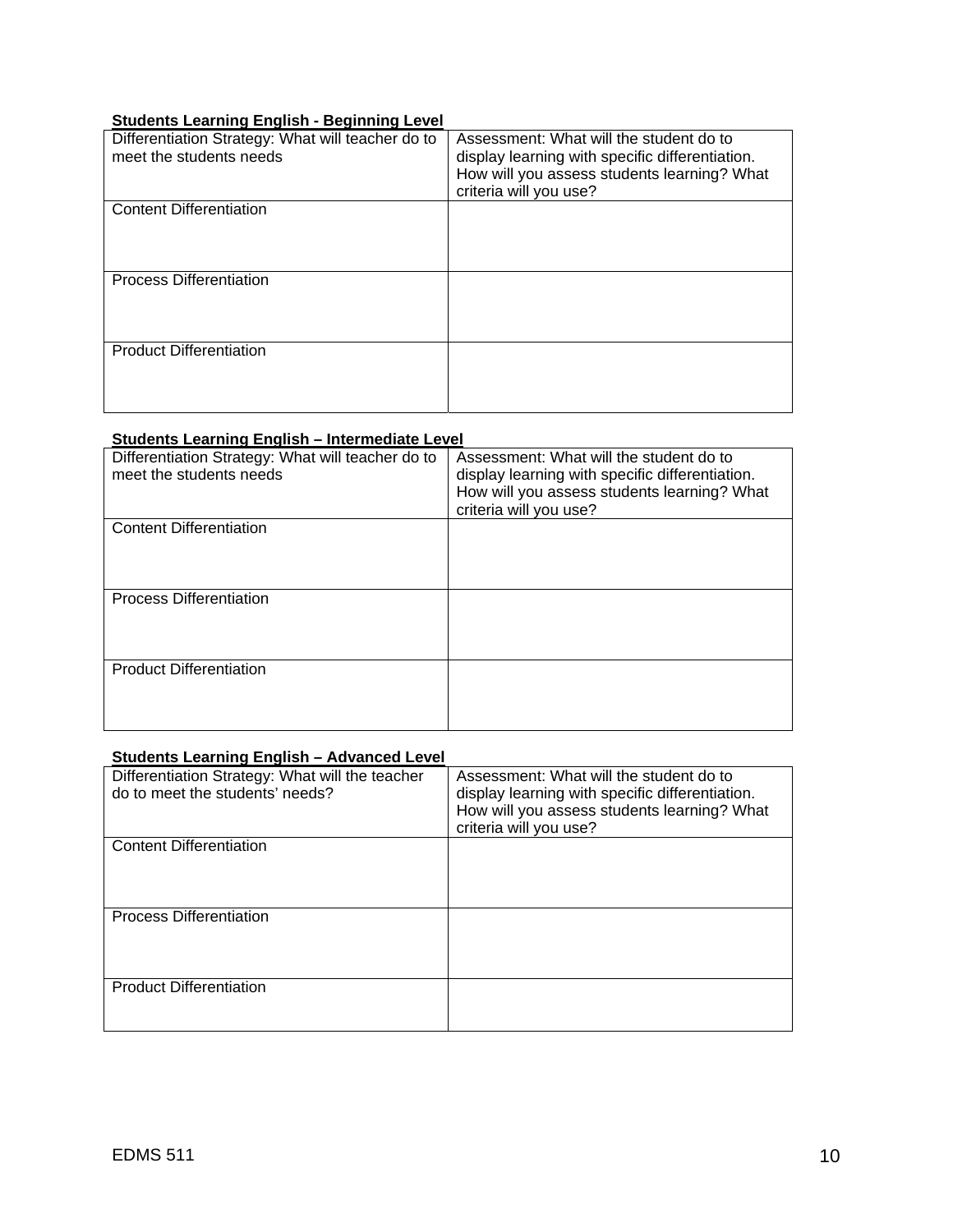**Students Learning English - Beginning Level**

| Differentiation Strategy: What will teacher do to meet the students needs | Assessment: What will the student do to display learning with specific differentiation. How will you assess students learning? What criteria will you use? |
|---|---|
| Content Differentiation | |
| Process Differentiation | |
| Product Differentiation | |

**Students Learning English – Intermediate Level**

| Differentiation Strategy: What will teacher do to meet the students needs | Assessment: What will the student do to display learning with specific differentiation. How will you assess students learning? What criteria will you use? |
|---|---|
| Content Differentiation | |
| Process Differentiation | |
| Product Differentiation | |

**Students Learning English – Advanced Level**

| Differentiation Strategy: What will the teacher do to meet the students' needs? | Assessment: What will the student do to display learning with specific differentiation. How will you assess students learning? What criteria will you use? |
|---|---|
| Content Differentiation | |
| Process Differentiation | |
| Product Differentiation | |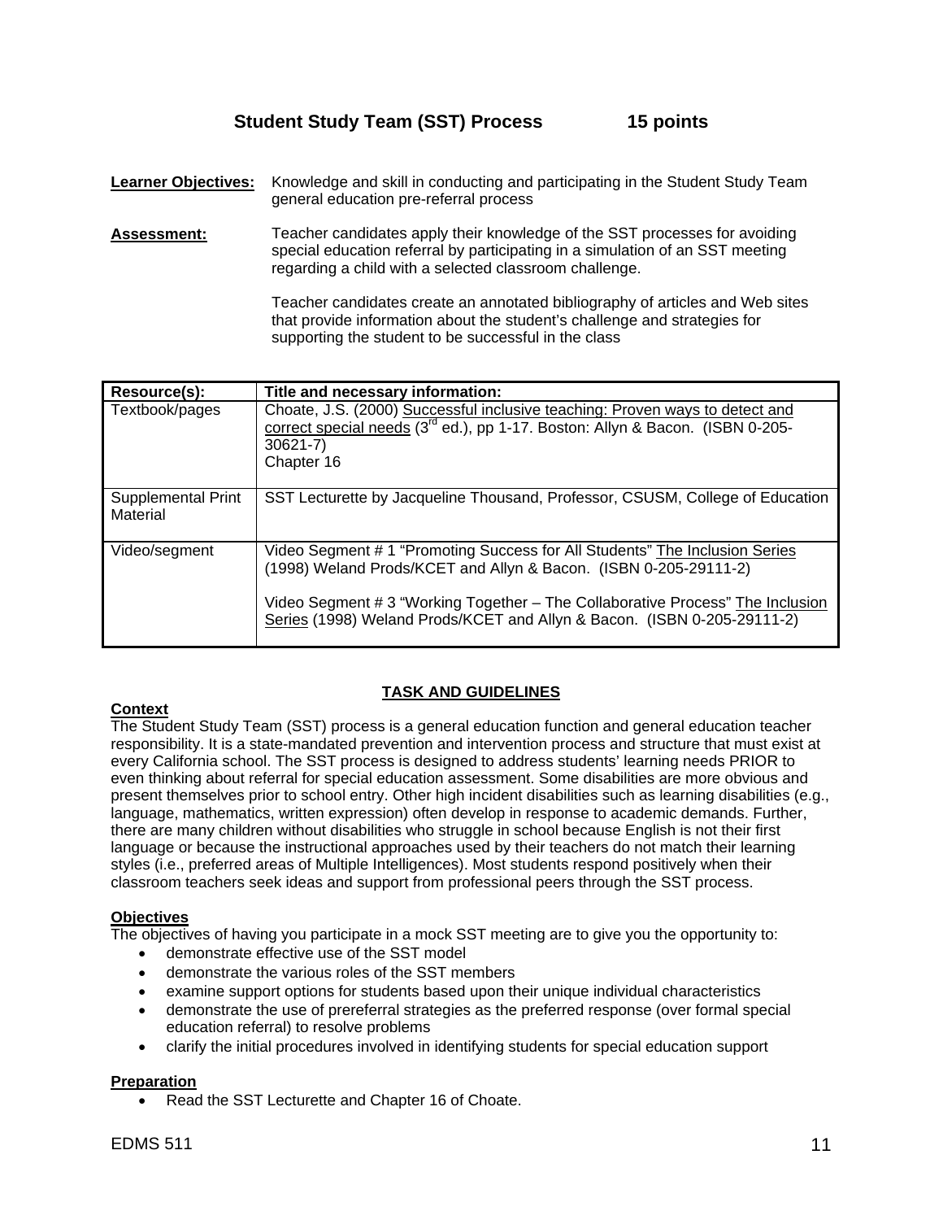## Student Study Team (SST) Process 15 points

**Learner Objectives:** Knowledge and skill in conducting and participating in the Student Study Team general education pre-referral process

**Assessment:** Teacher candidates apply their knowledge of the SST processes for avoiding special education referral by participating in a simulation of an SST meeting regarding a child with a selected classroom challenge.

Teacher candidates create an annotated bibliography of articles and Web sites that provide information about the student's challenge and strategies for supporting the student to be successful in the class

| Resource(s): | Title and necessary information: |
|---|---|
| Textbook/pages | Choate, J.S. (2000) Successful inclusive teaching: Proven ways to detect and correct special needs (3rd ed.), pp 1-17. Boston: Allyn & Bacon. (ISBN 0-205-30621-7)<br>Chapter 16 |
| Supplemental Print Material | SST Lecturette by Jacqueline Thousand, Professor, CSUSM, College of Education |
| Video/segment | Video Segment # 1 "Promoting Success for All Students" The Inclusion Series (1998) Weland Prods/KCET and Allyn & Bacon. (ISBN 0-205-29111-2)<br><br>Video Segment # 3 "Working Together – The Collaborative Process" The Inclusion Series (1998) Weland Prods/KCET and Allyn & Bacon. (ISBN 0-205-29111-2) |

### TASK AND GUIDELINES

**Context**

The Student Study Team (SST) process is a general education function and general education teacher responsibility. It is a state-mandated prevention and intervention process and structure that must exist at every California school. The SST process is designed to address students' learning needs PRIOR to even thinking about referral for special education assessment. Some disabilities are more obvious and present themselves prior to school entry. Other high incident disabilities such as learning disabilities (e.g., language, mathematics, written expression) often develop in response to academic demands. Further, there are many children without disabilities who struggle in school because English is not their first language or because the instructional approaches used by their teachers do not match their learning styles (i.e., preferred areas of Multiple Intelligences). Most students respond positively when their classroom teachers seek ideas and support from professional peers through the SST process.

**Objectives**

The objectives of having you participate in a mock SST meeting are to give you the opportunity to:

- demonstrate effective use of the SST model
- demonstrate the various roles of the SST members
- examine support options for students based upon their unique individual characteristics
- demonstrate the use of prereferral strategies as the preferred response (over formal special education referral) to resolve problems
- clarify the initial procedures involved in identifying students for special education support

**Preparation**

- Read the SST Lecturette and Chapter 16 of Choate.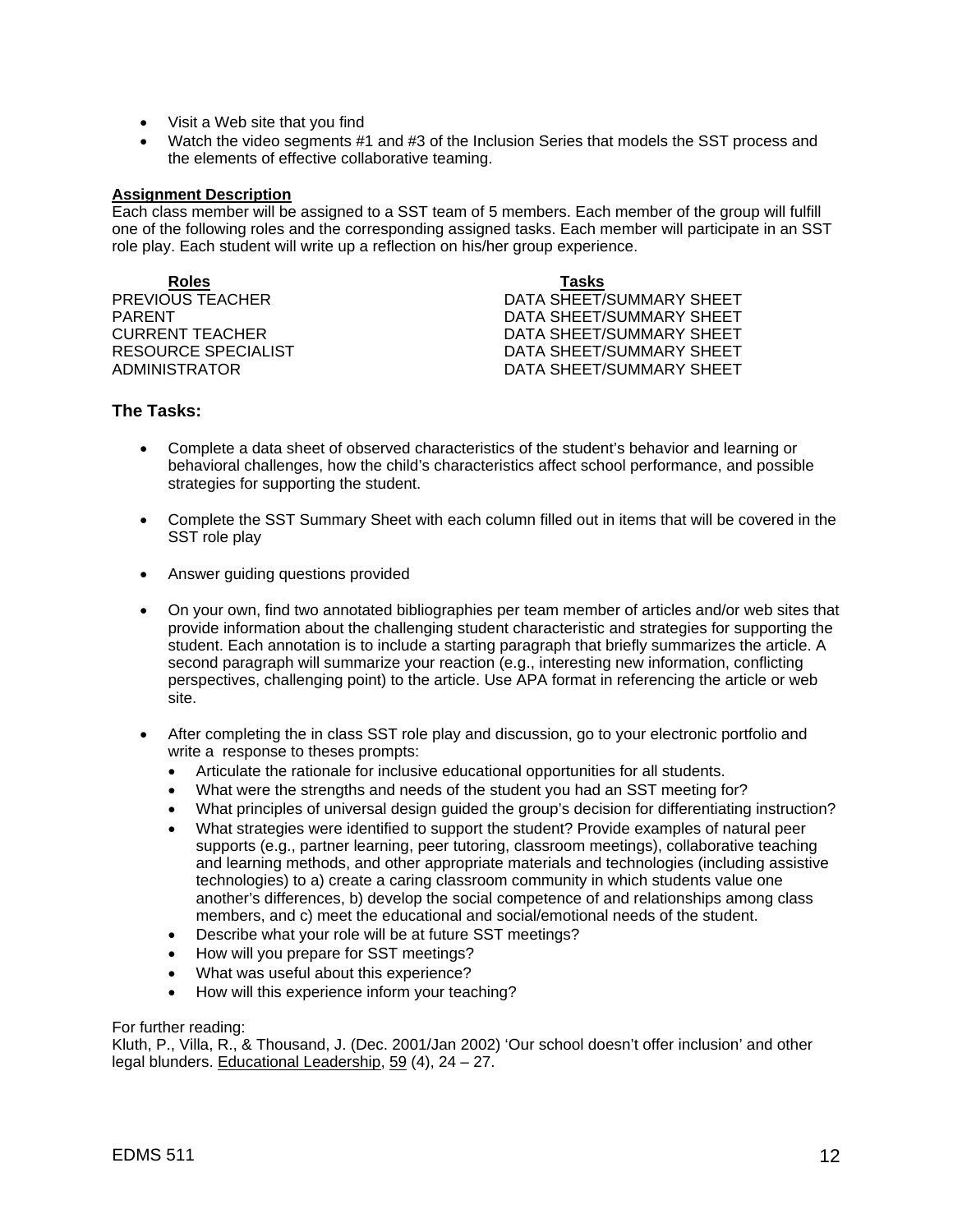- Visit a Web site that you find
- Watch the video segments #1 and #3 of the Inclusion Series that models the SST process and the elements of effective collaborative teaming.

**Assignment Description**

Each class member will be assigned to a SST team of 5 members. Each member of the group will fulfill one of the following roles and the corresponding assigned tasks. Each member will participate in an SST role play. Each student will write up a reflection on his/her group experience.

| Roles | Tasks |
|---|---|
| PREVIOUS TEACHER | DATA SHEET/SUMMARY SHEET |
| PARENT | DATA SHEET/SUMMARY SHEET |
| CURRENT TEACHER | DATA SHEET/SUMMARY SHEET |
| RESOURCE SPECIALIST | DATA SHEET/SUMMARY SHEET |
| ADMINISTRATOR | DATA SHEET/SUMMARY SHEET |

### The Tasks:

- Complete a data sheet of observed characteristics of the student's behavior and learning or behavioral challenges, how the child's characteristics affect school performance, and possible strategies for supporting the student.

- Complete the SST Summary Sheet with each column filled out in items that will be covered in the SST role play

- Answer guiding questions provided

- On your own, find two annotated bibliographies per team member of articles and/or web sites that provide information about the challenging student characteristic and strategies for supporting the student. Each annotation is to include a starting paragraph that briefly summarizes the article. A second paragraph will summarize your reaction (e.g., interesting new information, conflicting perspectives, challenging point) to the article. Use APA format in referencing the article or web site.

- After completing the in class SST role play and discussion, go to your electronic portfolio and write a response to theses prompts:
  - Articulate the rationale for inclusive educational opportunities for all students.
  - What were the strengths and needs of the student you had an SST meeting for?
  - What principles of universal design guided the group's decision for differentiating instruction?
  - What strategies were identified to support the student? Provide examples of natural peer supports (e.g., partner learning, peer tutoring, classroom meetings), collaborative teaching and learning methods, and other appropriate materials and technologies (including assistive technologies) to a) create a caring classroom community in which students value one another's differences, b) develop the social competence of and relationships among class members, and c) meet the educational and social/emotional needs of the student.
  - Describe what your role will be at future SST meetings?
  - How will you prepare for SST meetings?
  - What was useful about this experience?
  - How will this experience inform your teaching?

For further reading:

Kluth, P., Villa, R., & Thousand, J. (Dec. 2001/Jan 2002) 'Our school doesn't offer inclusion' and other legal blunders. Educational Leadership, 59 (4), 24 – 27.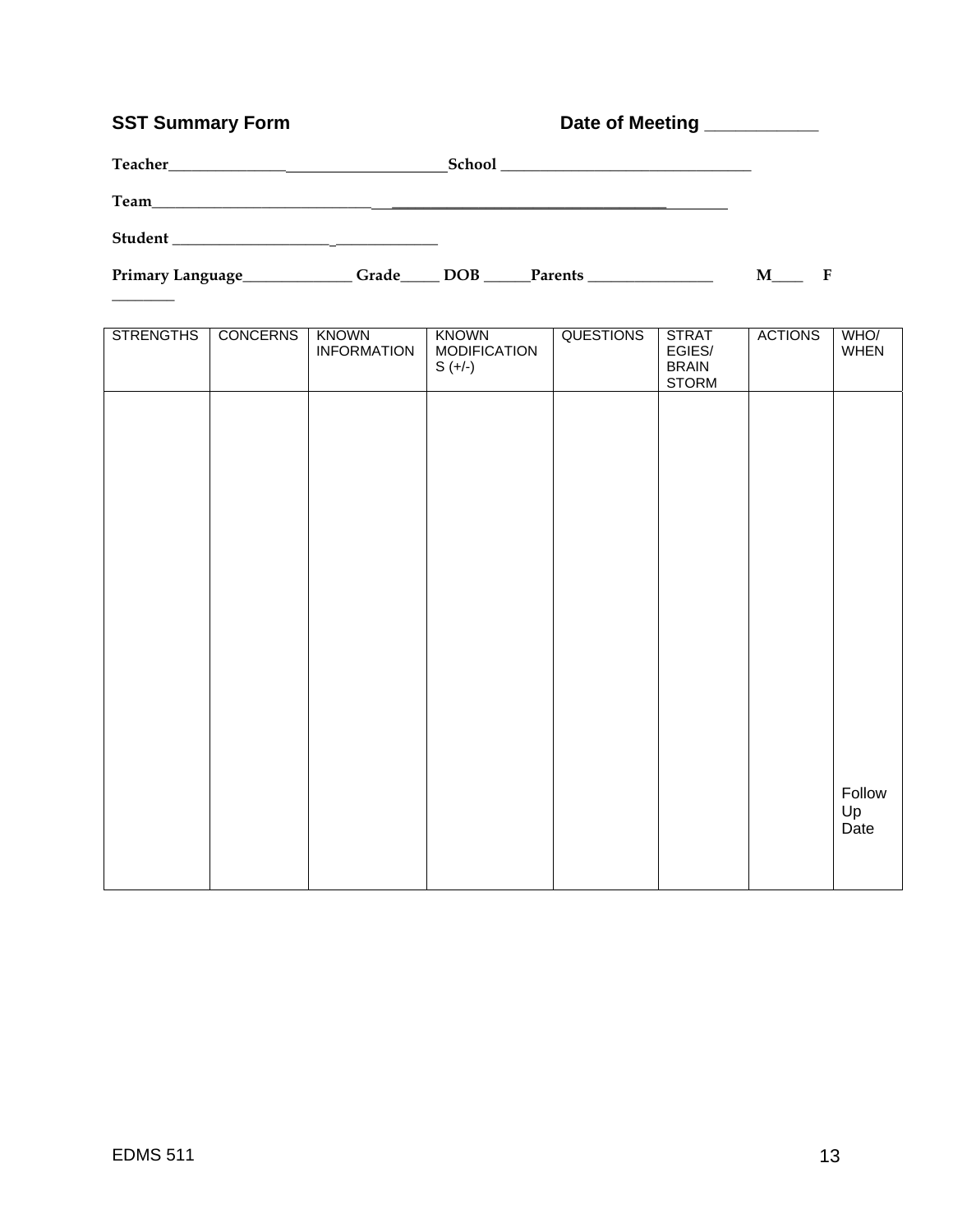## SST Summary Form

**Date of Meeting ____________**

**Teacher**_______________________________________ **School** _________________________________

**Team**______________________________________________________________________________

**Student** __________________________________

**Primary Language**______________ **Grade**_____ **DOB** ______**Parents** ________________ **M**____ **F** ________

| STRENGTHS | CONCERNS | KNOWN INFORMATION | KNOWN MODIFICATIONS (+/-) | QUESTIONS | STRATEGIES/ BRAIN STORM | ACTIONS | WHO/ WHEN |
|---|---|---|---|---|---|---|---|
| | | | | | | | Follow Up Date |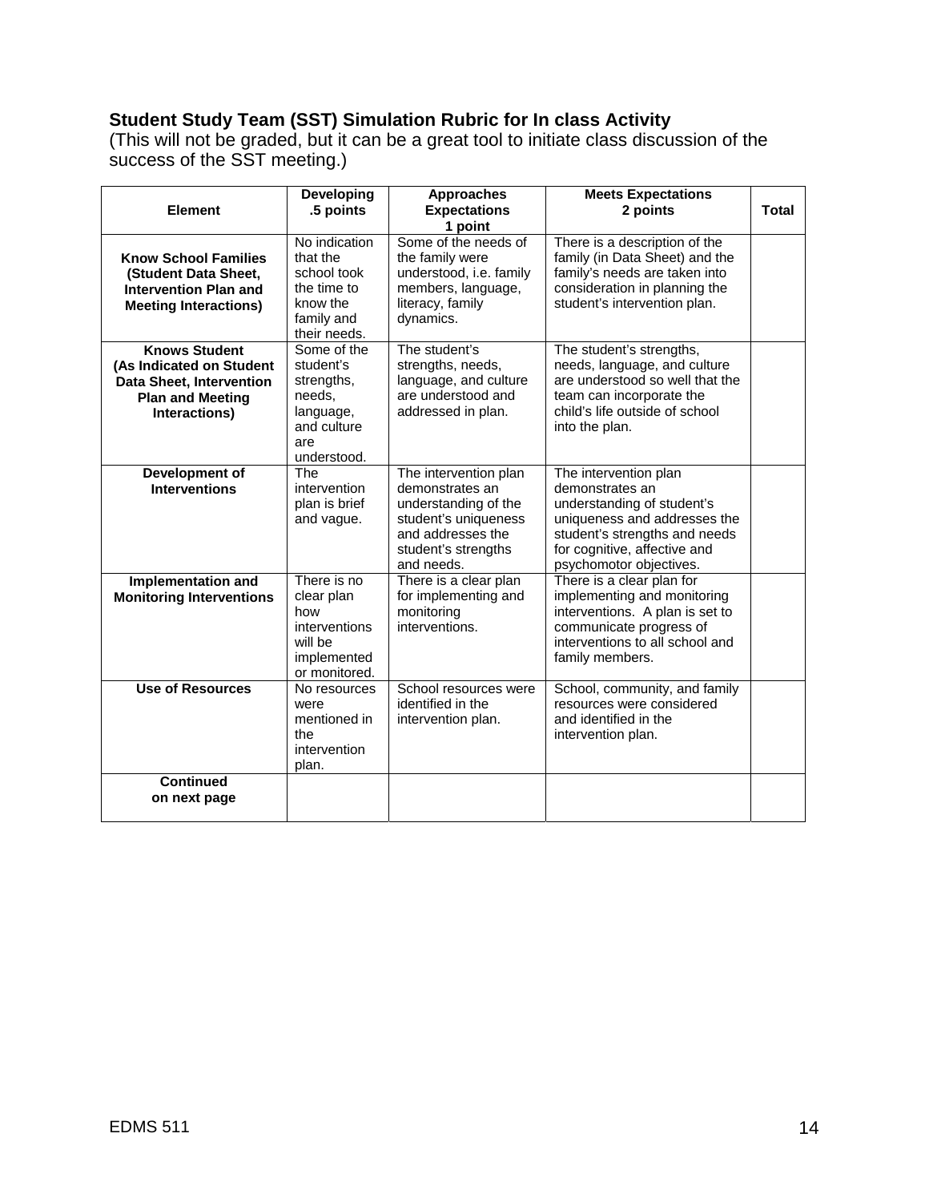**Student Study Team (SST) Simulation Rubric for In class Activity**
(This will not be graded, but it can be a great tool to initiate class discussion of the success of the SST meeting.)

| Element | Developing .5 points | Approaches Expectations 1 point | Meets Expectations 2 points | Total |
|---|---|---|---|---|
| **Know School Families (Student Data Sheet, Intervention Plan and Meeting Interactions)** | No indication that the school took the time to know the family and their needs. | Some of the needs of the family were understood, i.e. family members, language, literacy, family dynamics. | There is a description of the family (in Data Sheet) and the family's needs are taken into consideration in planning the student's intervention plan. | |
| **Knows Student (As Indicated on Student Data Sheet, Intervention Plan and Meeting Interactions)** | Some of the student's strengths, needs, language, and culture are understood. | The student's strengths, needs, language, and culture are understood and addressed in plan. | The student's strengths, needs, language, and culture are understood so well that the team can incorporate the child's life outside of school into the plan. | |
| **Development of Interventions** | The intervention plan is brief and vague. | The intervention plan demonstrates an understanding of the student's uniqueness and addresses the student's strengths and needs. | The intervention plan demonstrates an understanding of student's uniqueness and addresses the student's strengths and needs for cognitive, affective and psychomotor objectives. | |
| **Implementation and Monitoring Interventions** | There is no clear plan how interventions will be implemented or monitored. | There is a clear plan for implementing and monitoring interventions. | There is a clear plan for implementing and monitoring interventions. A plan is set to communicate progress of interventions to all school and family members. | |
| **Use of Resources** | No resources were mentioned in the intervention plan. | School resources were identified in the intervention plan. | School, community, and family resources were considered and identified in the intervention plan. | |
| **Continued on next page** | | | | |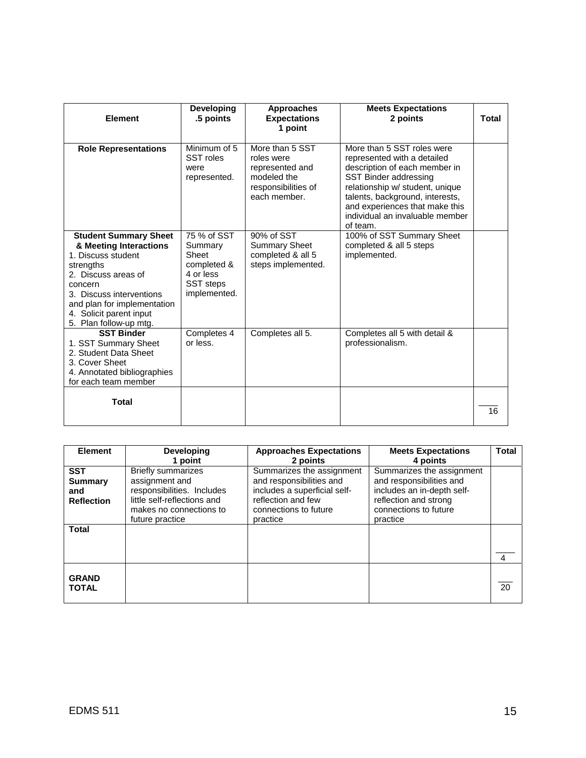| Element | Developing .5 points | Approaches Expectations 1 point | Meets Expectations 2 points | Total |
|---|---|---|---|---|
| **Role Representations** | Minimum of 5 SST roles were represented. | More than 5 SST roles were represented and modeled the responsibilities of each member. | More than 5 SST roles were represented with a detailed description of each member in SST Binder addressing relationship w/ student, unique talents, background, interests, and experiences that make this individual an invaluable member of team. | |
| **Student Summary Sheet & Meeting Interactions** 1. Discuss student strengths 2. Discuss areas of concern 3. Discuss interventions and plan for implementation 4. Solicit parent input 5. Plan follow-up mtg. | 75 % of SST Summary Sheet completed & 4 or less SST steps implemented. | 90% of SST Summary Sheet completed & all 5 steps implemented. | 100% of SST Summary Sheet completed & all 5 steps implemented. | |
| **SST Binder** 1. SST Summary Sheet 2. Student Data Sheet 3. Cover Sheet 4. Annotated bibliographies for each team member | Completes 4 or less. | Completes all 5. | Completes all 5 with detail & professionalism. | |
| **Total** | | | | ____ 16 |

| Element | Developing 1 point | Approaches Expectations 2 points | Meets Expectations 4 points | Total |
|---|---|---|---|---|
| **SST Summary and Reflection** | Briefly summarizes assignment and responsibilities. Includes little self-reflections and makes no connections to future practice | Summarizes the assignment and responsibilities and includes a superficial self-reflection and few connections to future practice | Summarizes the assignment and responsibilities and includes an in-depth self-reflection and strong connections to future practice | |
| **Total** | | | | ____ 4 |
| **GRAND TOTAL** | | | | ___ 20 |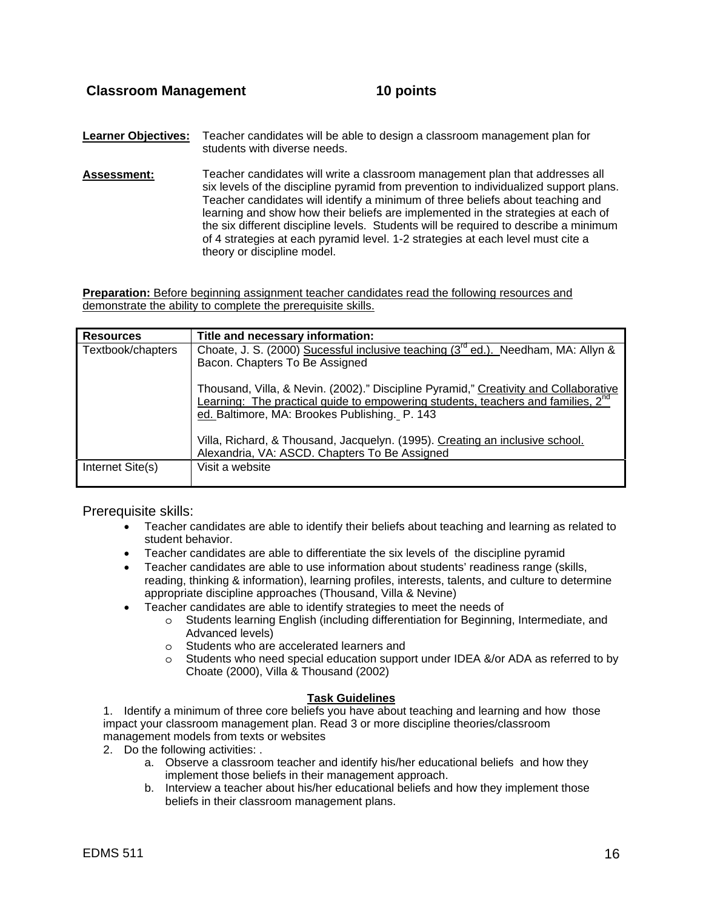**Classroom Management 10 points**

**Learner Objectives:** Teacher candidates will be able to design a classroom management plan for students with diverse needs.

**Assessment:** Teacher candidates will write a classroom management plan that addresses all six levels of the discipline pyramid from prevention to individualized support plans. Teacher candidates will identify a minimum of three beliefs about teaching and learning and show how their beliefs are implemented in the strategies at each of the six different discipline levels. Students will be required to describe a minimum of 4 strategies at each pyramid level. 1-2 strategies at each level must cite a theory or discipline model.

**Preparation:** Before beginning assignment teacher candidates read the following resources and demonstrate the ability to complete the prerequisite skills.

| **Resources** | **Title and necessary information:** |
|---|---|
| Textbook/chapters | Choate, J. S. (2000) Sucessful inclusive teaching (3rd ed.). Needham, MA: Allyn & Bacon. Chapters To Be Assigned<br><br>Thousand, Villa, & Nevin. (2002)." Discipline Pyramid," Creativity and Collaborative Learning: The practical guide to empowering students, teachers and families, 2nd ed. Baltimore, MA: Brookes Publishing. P. 143<br><br>Villa, Richard, & Thousand, Jacquelyn. (1995). Creating an inclusive school. Alexandria, VA: ASCD. Chapters To Be Assigned |
| Internet Site(s) | Visit a website |

Prerequisite skills:

- Teacher candidates are able to identify their beliefs about teaching and learning as related to student behavior.
- Teacher candidates are able to differentiate the six levels of the discipline pyramid
- Teacher candidates are able to use information about students' readiness range (skills, reading, thinking & information), learning profiles, interests, talents, and culture to determine appropriate discipline approaches (Thousand, Villa & Nevine)
- Teacher candidates are able to identify strategies to meet the needs of
  - Students learning English (including differentiation for Beginning, Intermediate, and Advanced levels)
  - Students who are accelerated learners and
  - Students who need special education support under IDEA &/or ADA as referred to by Choate (2000), Villa & Thousand (2002)

**Task Guidelines**

1. Identify a minimum of three core beliefs you have about teaching and learning and how those impact your classroom management plan. Read 3 or more discipline theories/classroom management models from texts or websites
2. Do the following activities: .
   a. Observe a classroom teacher and identify his/her educational beliefs and how they implement those beliefs in their management approach.
   b. Interview a teacher about his/her educational beliefs and how they implement those beliefs in their classroom management plans.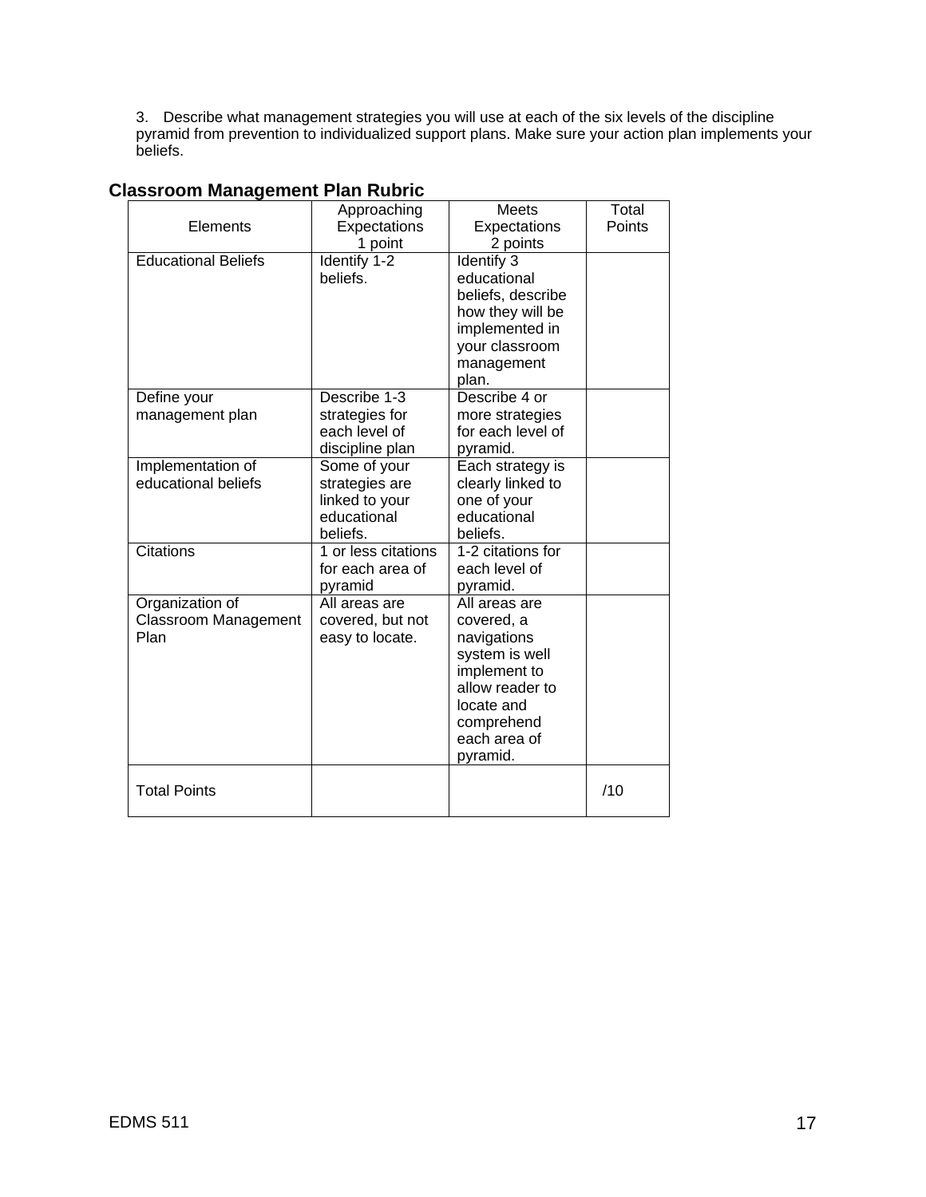3. Describe what management strategies you will use at each of the six levels of the discipline pyramid from prevention to individualized support plans. Make sure your action plan implements your beliefs.

## Classroom Management Plan Rubric

| Elements | Approaching Expectations 1 point | Meets Expectations 2 points | Total Points |
|---|---|---|---|
| Educational Beliefs | Identify 1-2 beliefs. | Identify 3 educational beliefs, describe how they will be implemented in your classroom management plan. | |
| Define your management plan | Describe 1-3 strategies for each level of discipline plan | Describe 4 or more strategies for each level of pyramid. | |
| Implementation of educational beliefs | Some of your strategies are linked to your educational beliefs. | Each strategy is clearly linked to one of your educational beliefs. | |
| Citations | 1 or less citations for each area of pyramid | 1-2 citations for each level of pyramid. | |
| Organization of Classroom Management Plan | All areas are covered, but not easy to locate. | All areas are covered, a navigations system is well implement to allow reader to locate and comprehend each area of pyramid. | |
| Total Points | | | /10 |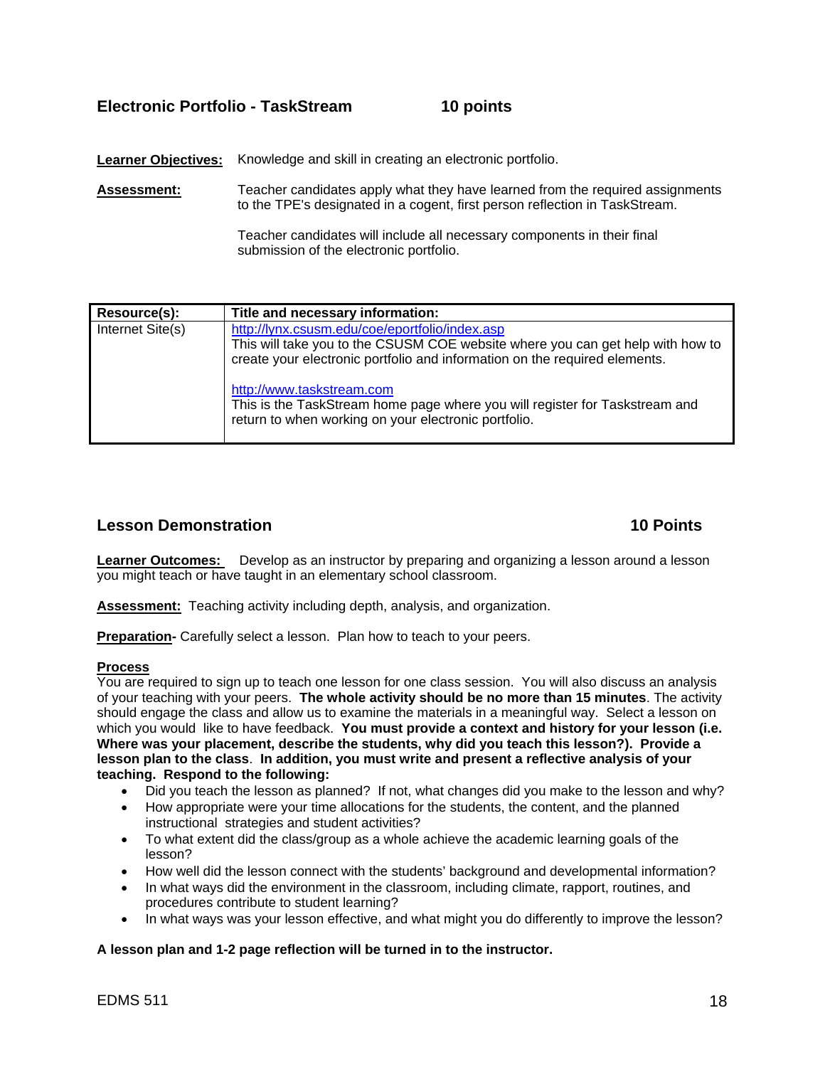## Electronic Portfolio - TaskStream 10 points

**Learner Objectives:** Knowledge and skill in creating an electronic portfolio.

**Assessment:** Teacher candidates apply what they have learned from the required assignments to the TPE's designated in a cogent, first person reflection in TaskStream.

Teacher candidates will include all necessary components in their final submission of the electronic portfolio.

| Resource(s): | Title and necessary information: |
|---|---|
| Internet Site(s) | http://lynx.csusm.edu/coe/eportfolio/index.asp<br>This will take you to the CSUSM COE website where you can get help with how to create your electronic portfolio and information on the required elements.<br><br>http://www.taskstream.com<br>This is the TaskStream home page where you will register for Taskstream and return to when working on your electronic portfolio. |

## Lesson Demonstration 10 Points

**Learner Outcomes:** Develop as an instructor by preparing and organizing a lesson around a lesson you might teach or have taught in an elementary school classroom.

**Assessment:** Teaching activity including depth, analysis, and organization.

**Preparation-** Carefully select a lesson. Plan how to teach to your peers.

**Process**

You are required to sign up to teach one lesson for one class session. You will also discuss an analysis of your teaching with your peers. **The whole activity should be no more than 15 minutes**. The activity should engage the class and allow us to examine the materials in a meaningful way. Select a lesson on which you would like to have feedback. **You must provide a context and history for your lesson (i.e. Where was your placement, describe the students, why did you teach this lesson?). Provide a lesson plan to the class**. **In addition, you must write and present a reflective analysis of your teaching. Respond to the following:**

- Did you teach the lesson as planned? If not, what changes did you make to the lesson and why?
- How appropriate were your time allocations for the students, the content, and the planned instructional strategies and student activities?
- To what extent did the class/group as a whole achieve the academic learning goals of the lesson?
- How well did the lesson connect with the students' background and developmental information?
- In what ways did the environment in the classroom, including climate, rapport, routines, and procedures contribute to student learning?
- In what ways was your lesson effective, and what might you do differently to improve the lesson?

**A lesson plan and 1-2 page reflection will be turned in to the instructor.**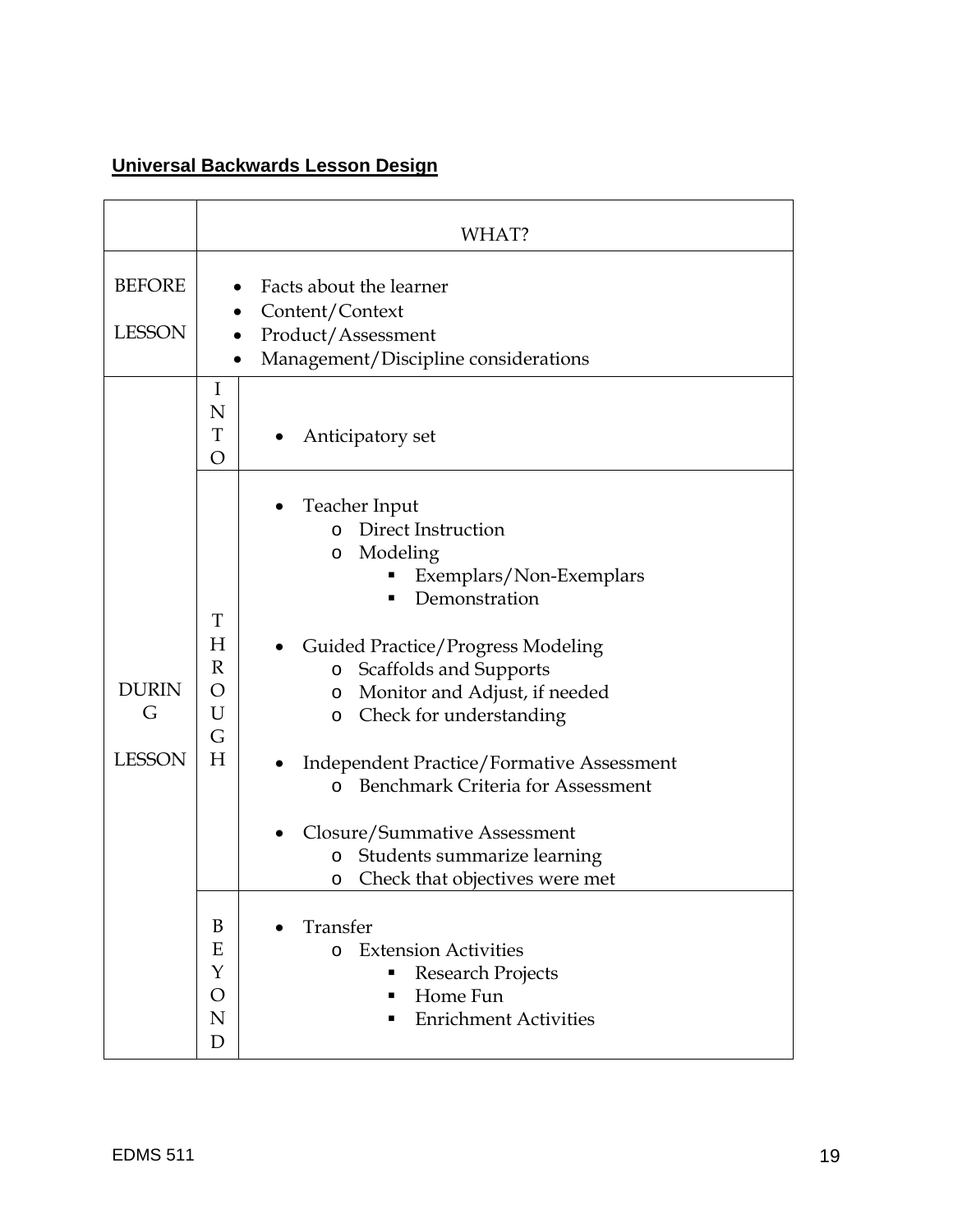**Universal Backwards Lesson Design**

| | | WHAT? |
|---|---|---|
| BEFORE LESSON | | • Facts about the learner<br>• Content/Context<br>• Product/Assessment<br>• Management/Discipline considerations |
| DURING LESSON | INTO | • Anticipatory set |
| | THROUGH | • Teacher Input<br>&nbsp;&nbsp;&nbsp;&nbsp;o Direct Instruction<br>&nbsp;&nbsp;&nbsp;&nbsp;o Modeling<br>&nbsp;&nbsp;&nbsp;&nbsp;&nbsp;&nbsp;&nbsp;&nbsp;▪ Exemplars/Non-Exemplars<br>&nbsp;&nbsp;&nbsp;&nbsp;&nbsp;&nbsp;&nbsp;&nbsp;▪ Demonstration<br>• Guided Practice/Progress Modeling<br>&nbsp;&nbsp;&nbsp;&nbsp;o Scaffolds and Supports<br>&nbsp;&nbsp;&nbsp;&nbsp;o Monitor and Adjust, if needed<br>&nbsp;&nbsp;&nbsp;&nbsp;o Check for understanding<br>• Independent Practice/Formative Assessment<br>&nbsp;&nbsp;&nbsp;&nbsp;o Benchmark Criteria for Assessment<br>• Closure/Summative Assessment<br>&nbsp;&nbsp;&nbsp;&nbsp;o Students summarize learning<br>&nbsp;&nbsp;&nbsp;&nbsp;o Check that objectives were met |
| | BEYOND | • Transfer<br>&nbsp;&nbsp;&nbsp;&nbsp;o Extension Activities<br>&nbsp;&nbsp;&nbsp;&nbsp;&nbsp;&nbsp;&nbsp;&nbsp;▪ Research Projects<br>&nbsp;&nbsp;&nbsp;&nbsp;&nbsp;&nbsp;&nbsp;&nbsp;▪ Home Fun<br>&nbsp;&nbsp;&nbsp;&nbsp;&nbsp;&nbsp;&nbsp;&nbsp;▪ Enrichment Activities |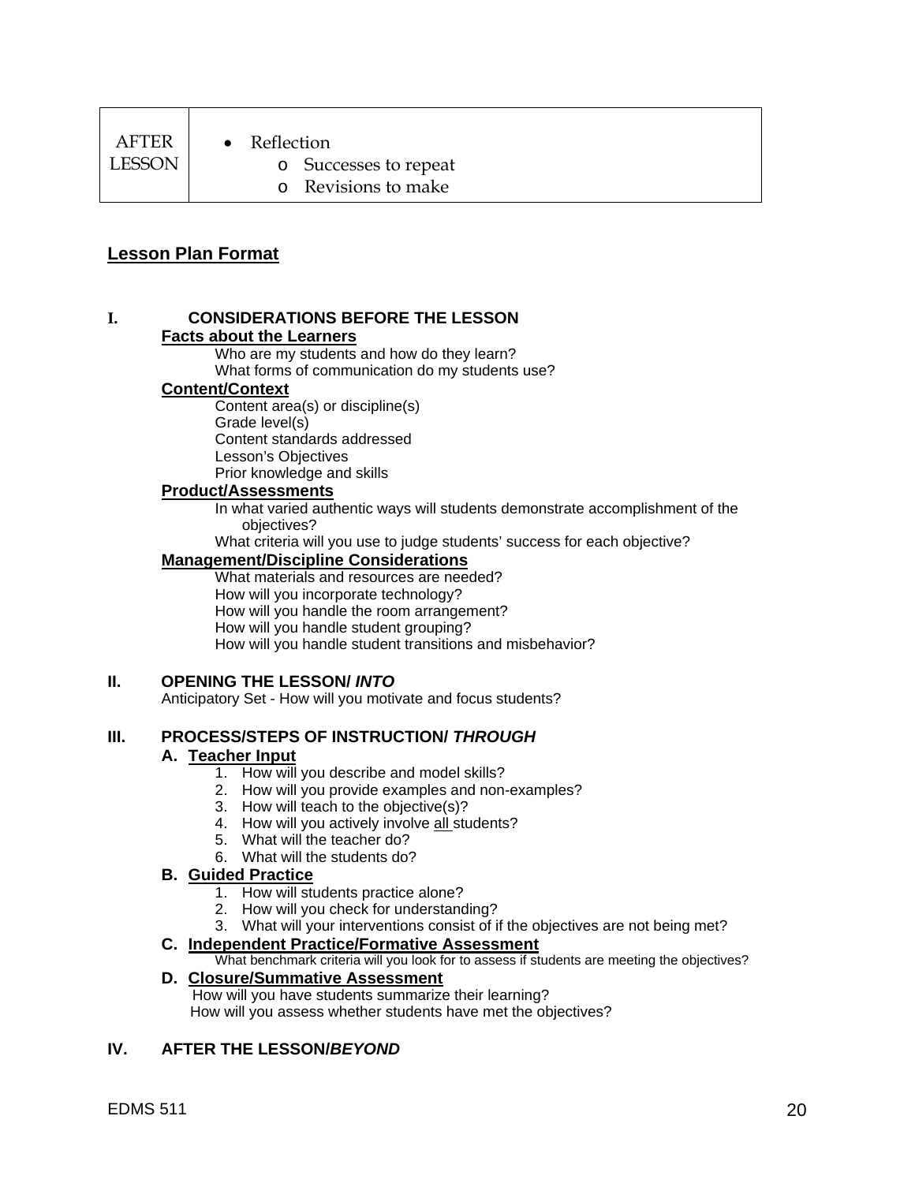| AFTER LESSON | • Reflection<br>o Successes to repeat<br>o Revisions to make |
|---|---|

## Lesson Plan Format

### I. CONSIDERATIONS BEFORE THE LESSON

**Facts about the Learners**

Who are my students and how do they learn?
What forms of communication do my students use?

**Content/Context**

Content area(s) or discipline(s)
Grade level(s)
Content standards addressed
Lesson's Objectives
Prior knowledge and skills

**Product/Assessments**

In what varied authentic ways will students demonstrate accomplishment of the objectives?
What criteria will you use to judge students' success for each objective?

**Management/Discipline Considerations**

What materials and resources are needed?
How will you incorporate technology?
How will you handle the room arrangement?
How will you handle student grouping?
How will you handle student transitions and misbehavior?

### II. OPENING THE LESSON/ *INTO*

Anticipatory Set - How will you motivate and focus students?

### III. PROCESS/STEPS OF INSTRUCTION/ *THROUGH*

**A. Teacher Input**

1. How will you describe and model skills?
2. How will you provide examples and non-examples?
3. How will teach to the objective(s)?
4. How will you actively involve all students?
5. What will the teacher do?
6. What will the students do?

**B. Guided Practice**

1. How will students practice alone?
2. How will you check for understanding?
3. What will your interventions consist of if the objectives are not being met?

**C. Independent Practice/Formative Assessment**

What benchmark criteria will you look for to assess if students are meeting the objectives?

**D. Closure/Summative Assessment**

How will you have students summarize their learning?
How will you assess whether students have met the objectives?

### IV. AFTER THE LESSON/*BEYOND*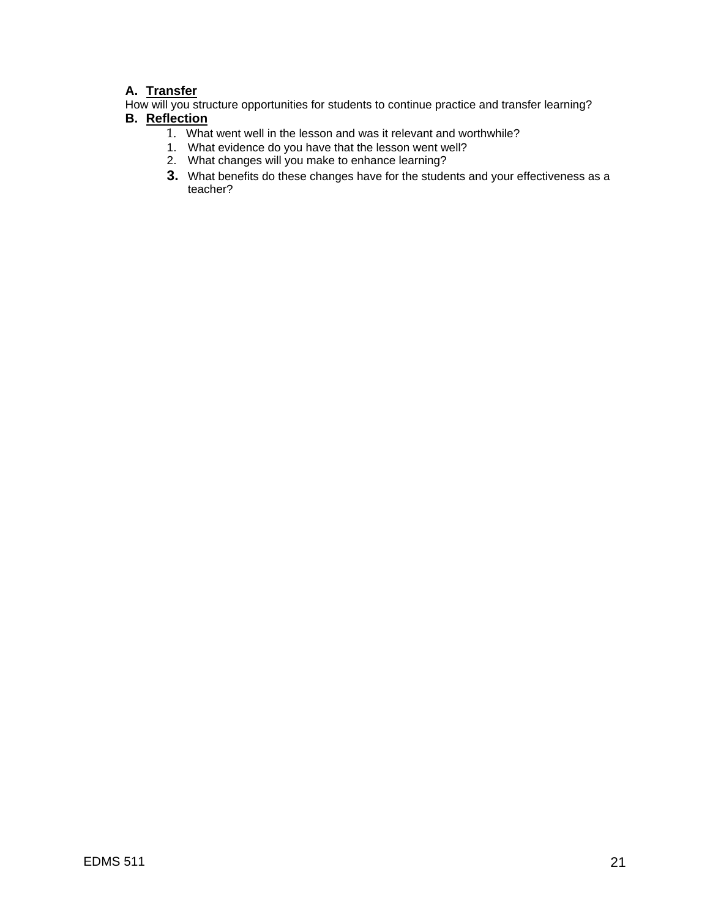**A. Transfer**

How will you structure opportunities for students to continue practice and transfer learning?

**B. Reflection**

1. What went well in the lesson and was it relevant and worthwhile?
1. What evidence do you have that the lesson went well?
2. What changes will you make to enhance learning?
3. What benefits do these changes have for the students and your effectiveness as a teacher?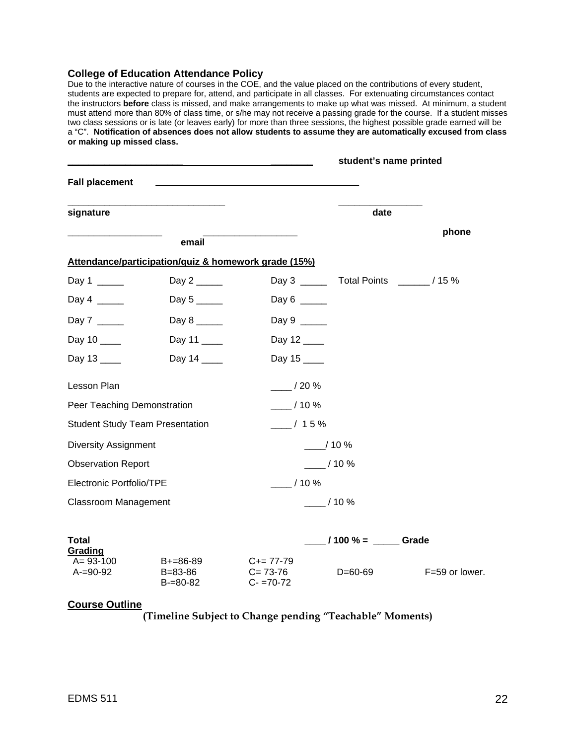### College of Education Attendance Policy

Due to the interactive nature of courses in the COE, and the value placed on the contributions of every student, students are expected to prepare for, attend, and participate in all classes. For extenuating circumstances contact the instructors **before** class is missed, and make arrangements to make up what was missed. At minimum, a student must attend more than 80% of class time, or s/he may not receive a passing grade for the course. If a student misses two class sessions or is late (or leaves early) for more than three sessions, the highest possible grade earned will be a "C". **Notification of absences does not allow students to assume they are automatically excused from class or making up missed class.**

______________________________________________ **student's name printed**

**Fall placement** ________________________________________

________________________________ **signature** ________________ **date**

__________________ **email** __________________ **phone**

**Attendance/participation/quiz & homework grade (15%)**

| | | | |
|---|---|---|---|
| Day 1 _____ | Day 2 _____ | Day 3 _____ | Total Points ______ / 15 % |
| Day 4 _____ | Day 5 _____ | Day 6 _____ | |
| Day 7 _____ | Day 8 _____ | Day 9 _____ | |
| Day 10 ____ | Day 11 ____ | Day 12 ____ | |
| Day 13 ____ | Day 14 ____ | Day 15 ____ | |

| | |
|---|---|
| Lesson Plan | ____ / 20 % |
| Peer Teaching Demonstration | ____ / 10 % |
| Student Study Team Presentation | ____ / 1 5 % |
| Diversity Assignment | ____/ 10 % |
| Observation Report | ____ / 10 % |
| Electronic Portfolio/TPE | ____ / 10 % |
| Classroom Management | ____ / 10 % |

**Total** ____ **/ 100 % =** _____ **Grade**

**Grading**

| | | | | |
|---|---|---|---|---|
| A= 93-100 | B+=86-89 | C+= 77-79 | | |
| A-=90-92 | B=83-86 | C= 73-76 | D=60-69 | F=59 or lower. |
| | B-=80-82 | C- =70-72 | | |

**Course Outline**

**(Timeline Subject to Change pending "Teachable" Moments)**